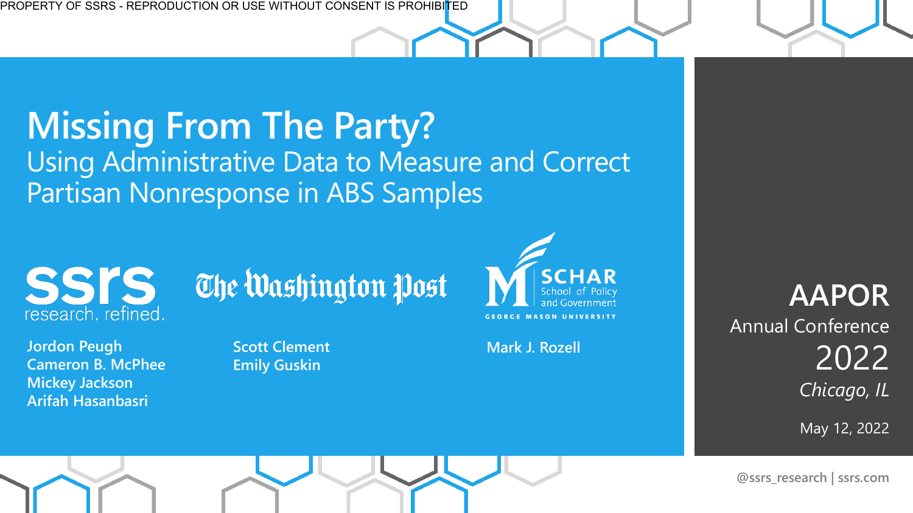PROPERTY OF SSRS - REPRODUCTION OR USE WITHOUT CONSENT IS PROHIBITED

# Missing From The Party?

## Using Administrative Data to Measure and Correct Partisan Nonresponse in ABS Samples

ssrs research. refined.

**Jordon Peugh**
**Cameron B. McPhee**
**Mickey Jackson**
**Arifah Hasanbasri**

The Washington Post

**Scott Clement**
**Emily Guskin**

SCHAR School of Policy and Government, GEORGE MASON UNIVERSITY

**Mark J. Rozell**

**AAPOR**
Annual Conference
2022
*Chicago, IL*

May 12, 2022

**@ssrs_research | ssrs.com**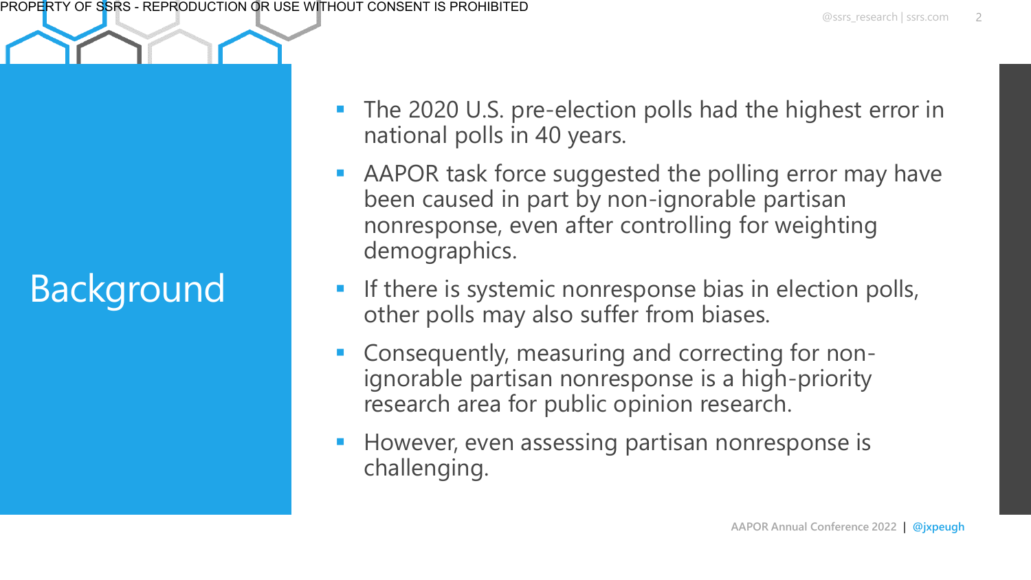# Background

- The 2020 U.S. pre-election polls had the highest error in national polls in 40 years.
- AAPOR task force suggested the polling error may have been caused in part by non-ignorable partisan nonresponse, even after controlling for weighting demographics.
- If there is systemic nonresponse bias in election polls, other polls may also suffer from biases.
- Consequently, measuring and correcting for non-ignorable partisan nonresponse is a high-priority research area for public opinion research.
- However, even assessing partisan nonresponse is challenging.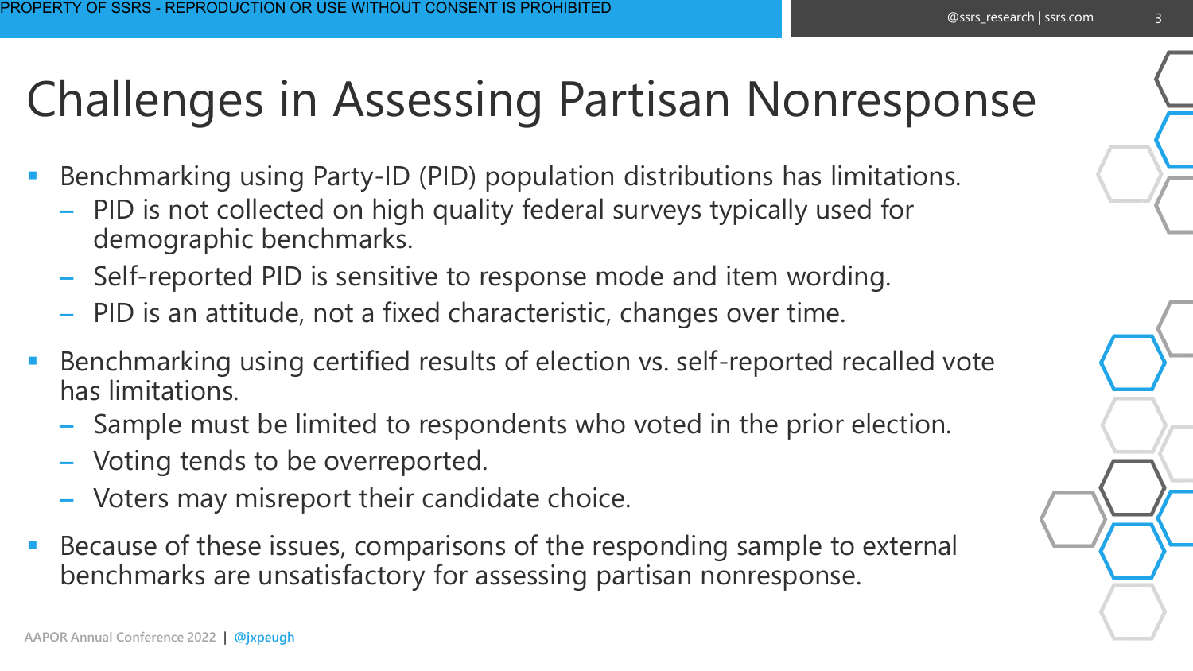# Challenges in Assessing Partisan Nonresponse

- Benchmarking using Party-ID (PID) population distributions has limitations.
  - PID is not collected on high quality federal surveys typically used for demographic benchmarks.
  - Self-reported PID is sensitive to response mode and item wording.
  - PID is an attitude, not a fixed characteristic, changes over time.
- Benchmarking using certified results of election vs. self-reported recalled vote has limitations.
  - Sample must be limited to respondents who voted in the prior election.
  - Voting tends to be overreported.
  - Voters may misreport their candidate choice.
- Because of these issues, comparisons of the responding sample to external benchmarks are unsatisfactory for assessing partisan nonresponse.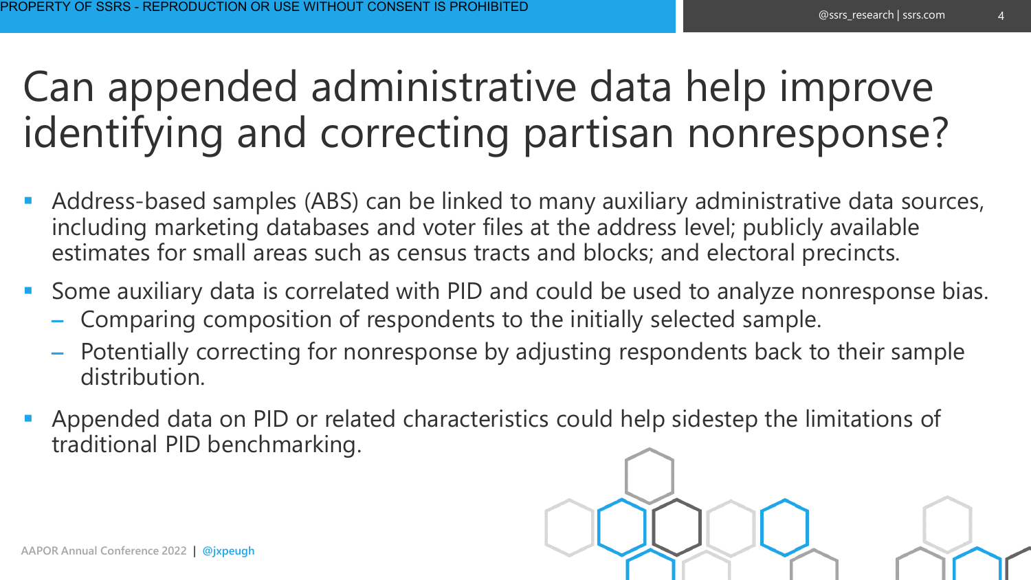# Can appended administrative data help improve identifying and correcting partisan nonresponse?

- Address-based samples (ABS) can be linked to many auxiliary administrative data sources, including marketing databases and voter files at the address level; publicly available estimates for small areas such as census tracts and blocks; and electoral precincts.
- Some auxiliary data is correlated with PID and could be used to analyze nonresponse bias.
  - Comparing composition of respondents to the initially selected sample.
  - Potentially correcting for nonresponse by adjusting respondents back to their sample distribution.
- Appended data on PID or related characteristics could help sidestep the limitations of traditional PID benchmarking.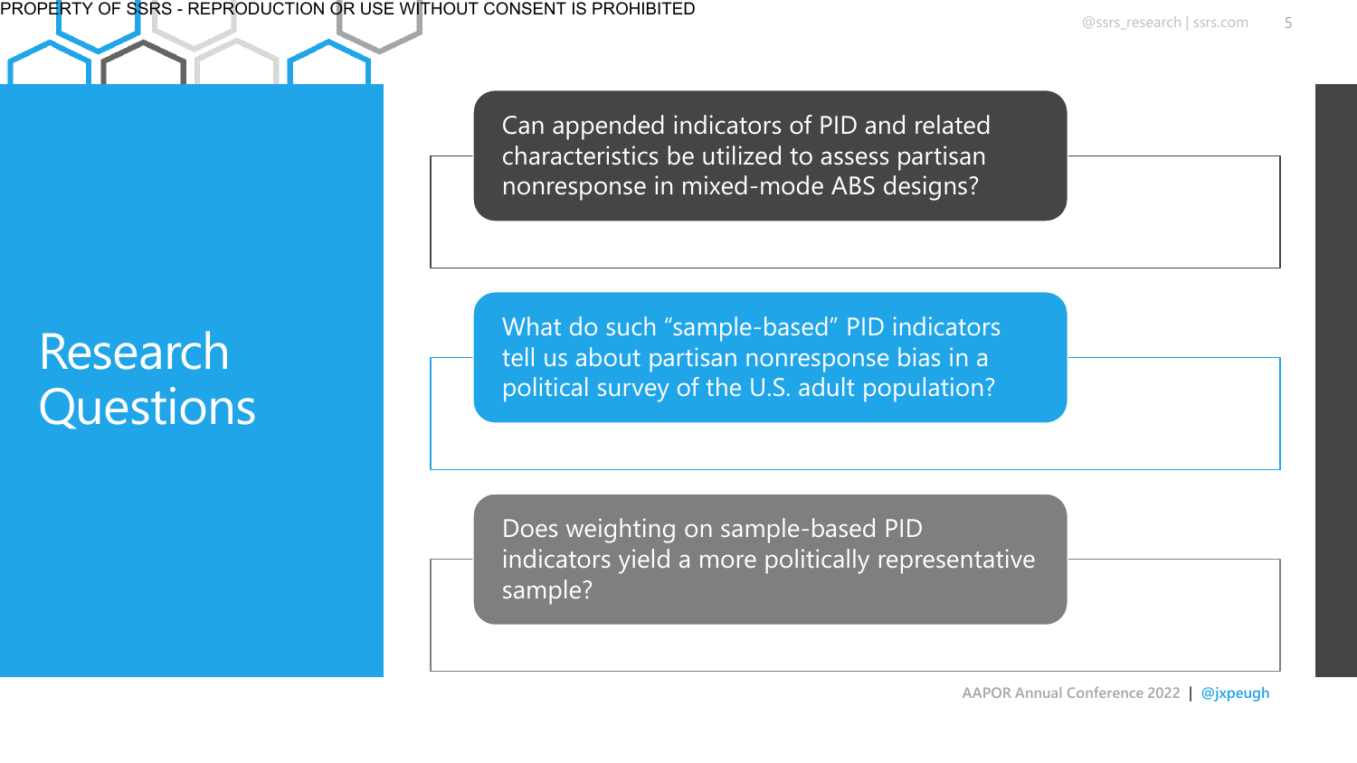# Research Questions

Can appended indicators of PID and related characteristics be utilized to assess partisan nonresponse in mixed-mode ABS designs?

What do such “sample-based” PID indicators tell us about partisan nonresponse bias in a political survey of the U.S. adult population?

Does weighting on sample-based PID indicators yield a more politically representative sample?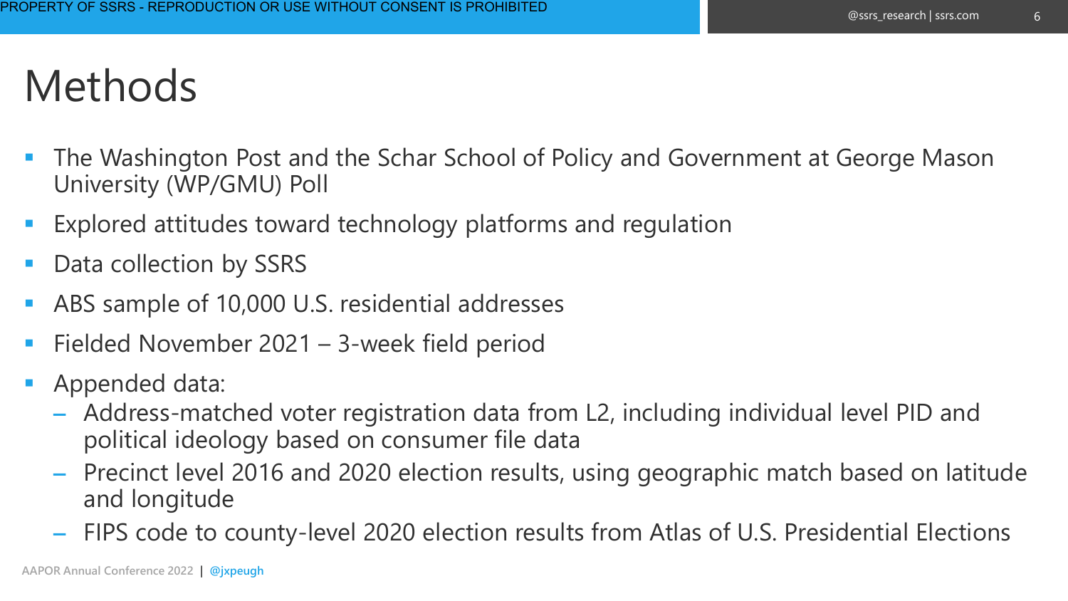# Methods

- The Washington Post and the Schar School of Policy and Government at George Mason University (WP/GMU) Poll
- Explored attitudes toward technology platforms and regulation
- Data collection by SSRS
- ABS sample of 10,000 U.S. residential addresses
- Fielded November 2021 – 3-week field period
- Appended data:
  - Address-matched voter registration data from L2, including individual level PID and political ideology based on consumer file data
  - Precinct level 2016 and 2020 election results, using geographic match based on latitude and longitude
  - FIPS code to county-level 2020 election results from Atlas of U.S. Presidential Elections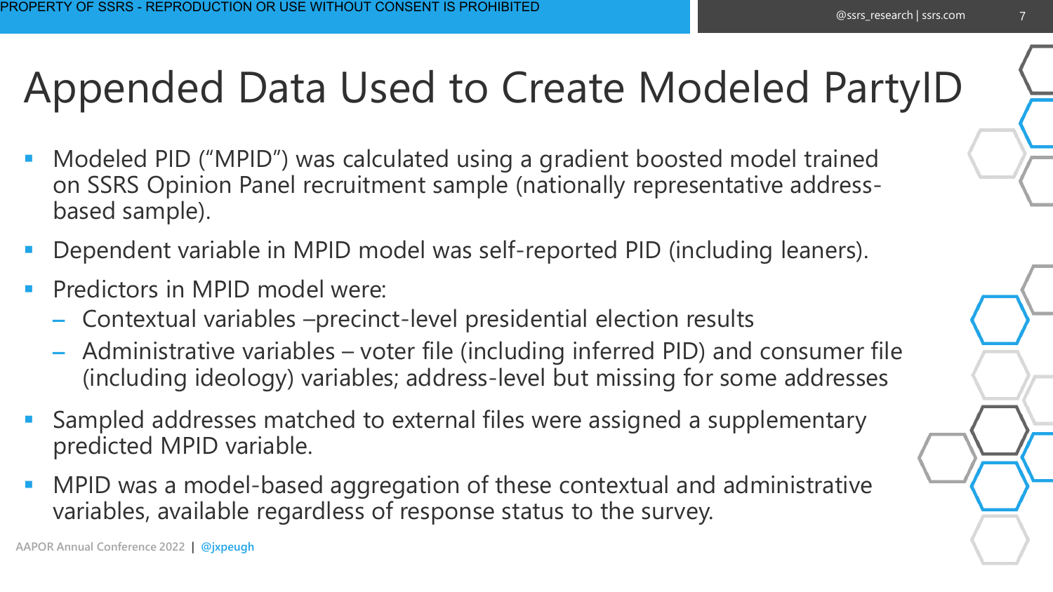# Appended Data Used to Create Modeled PartyID

- Modeled PID ("MPID") was calculated using a gradient boosted model trained on SSRS Opinion Panel recruitment sample (nationally representative address-based sample).
- Dependent variable in MPID model was self-reported PID (including leaners).
- Predictors in MPID model were:
  - Contextual variables –precinct-level presidential election results
  - Administrative variables – voter file (including inferred PID) and consumer file (including ideology) variables; address-level but missing for some addresses
- Sampled addresses matched to external files were assigned a supplementary predicted MPID variable.
- MPID was a model-based aggregation of these contextual and administrative variables, available regardless of response status to the survey.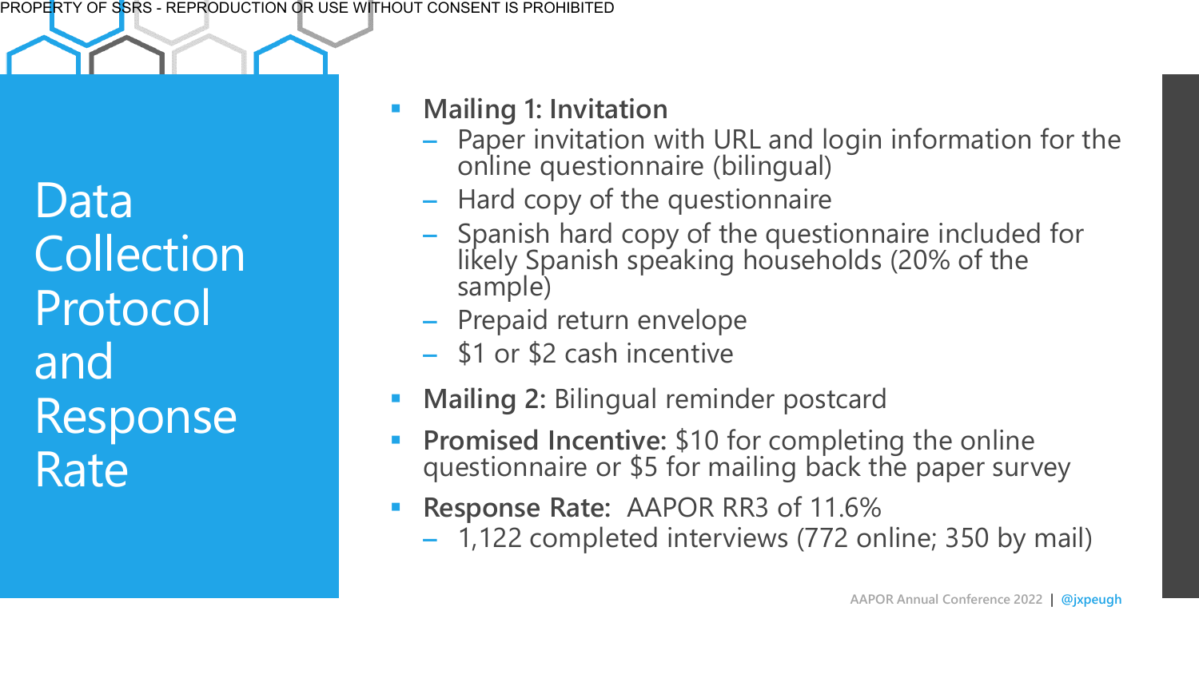# Data Collection Protocol and Response Rate

- **Mailing 1: Invitation**
  - Paper invitation with URL and login information for the online questionnaire (bilingual)
  - Hard copy of the questionnaire
  - Spanish hard copy of the questionnaire included for likely Spanish speaking households (20% of the sample)
  - Prepaid return envelope
  - $1 or $2 cash incentive
- **Mailing 2:** Bilingual reminder postcard
- **Promised Incentive:** $10 for completing the online questionnaire or $5 for mailing back the paper survey
- **Response Rate:** AAPOR RR3 of 11.6%
  - 1,122 completed interviews (772 online; 350 by mail)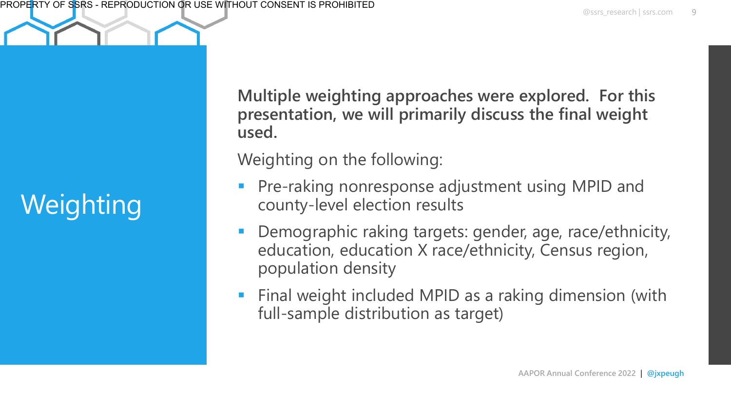# Weighting

**Multiple weighting approaches were explored. For this presentation, we will primarily discuss the final weight used.**

Weighting on the following:

- Pre-raking nonresponse adjustment using MPID and county-level election results
- Demographic raking targets: gender, age, race/ethnicity, education, education X race/ethnicity, Census region, population density
- Final weight included MPID as a raking dimension (with full-sample distribution as target)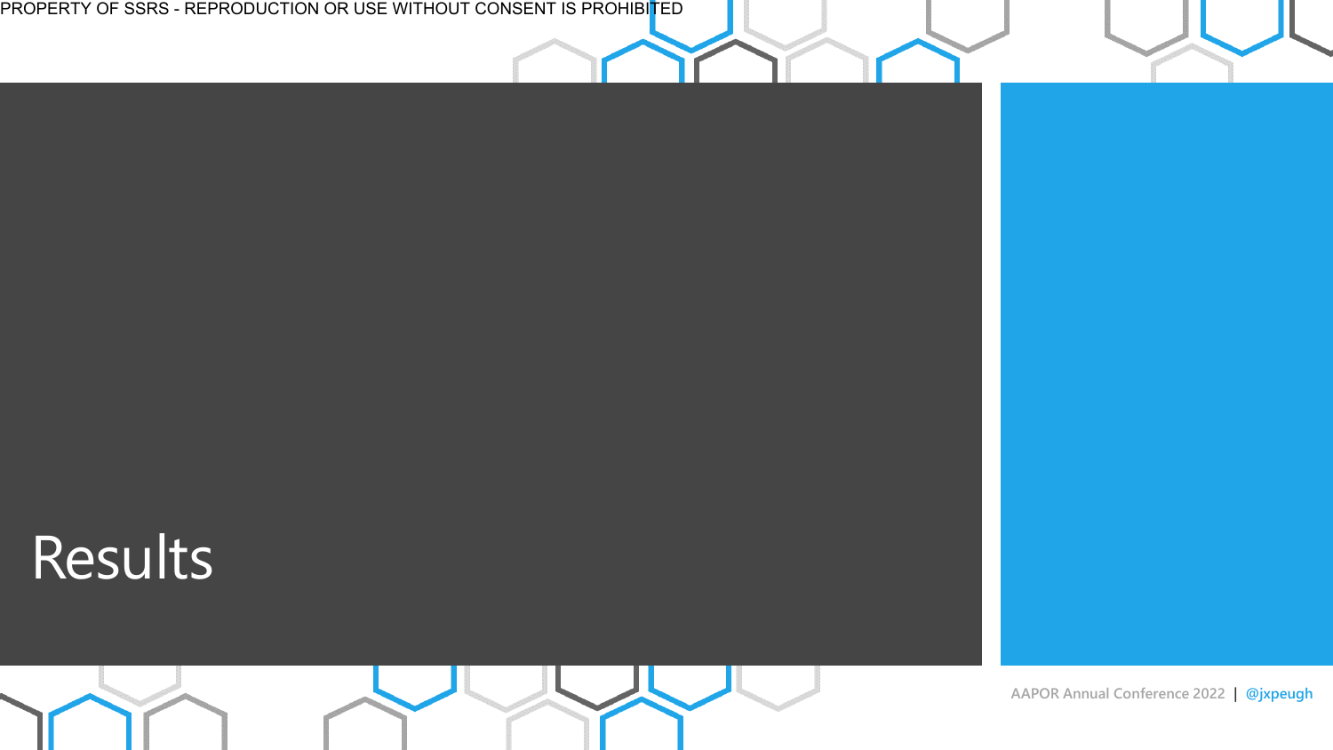# Results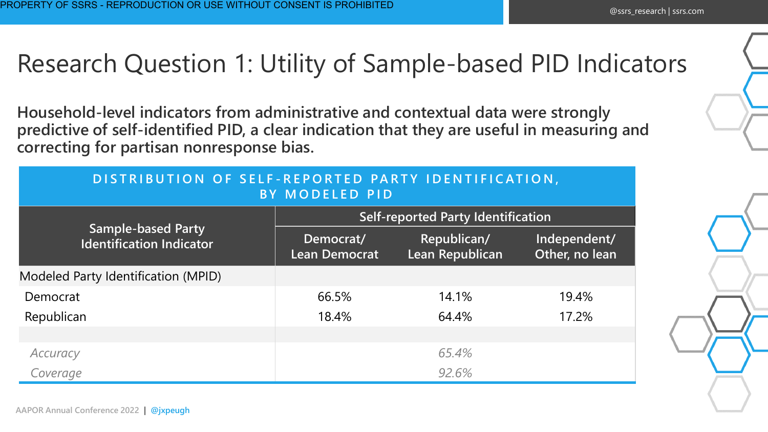# Research Question 1: Utility of Sample-based PID Indicators

**Household-level indicators from administrative and contextual data were strongly predictive of self-identified PID, a clear indication that they are useful in measuring and correcting for partisan nonresponse bias.**

**DISTRIBUTION OF SELF-REPORTED PARTY IDENTIFICATION, BY MODELED PID**

| Sample-based Party Identification Indicator | Self-reported Party Identification | | |
|---|---|---|---|
| | Democrat/ Lean Democrat | Republican/ Lean Republican | Independent/ Other, no lean |
| Modeled Party Identification (MPID) | | | |
| Democrat | 66.5% | 14.1% | 19.4% |
| Republican | 18.4% | 64.4% | 17.2% |
| | | | |
| *Accuracy* | | *65.4%* | |
| *Coverage* | | *92.6%* | |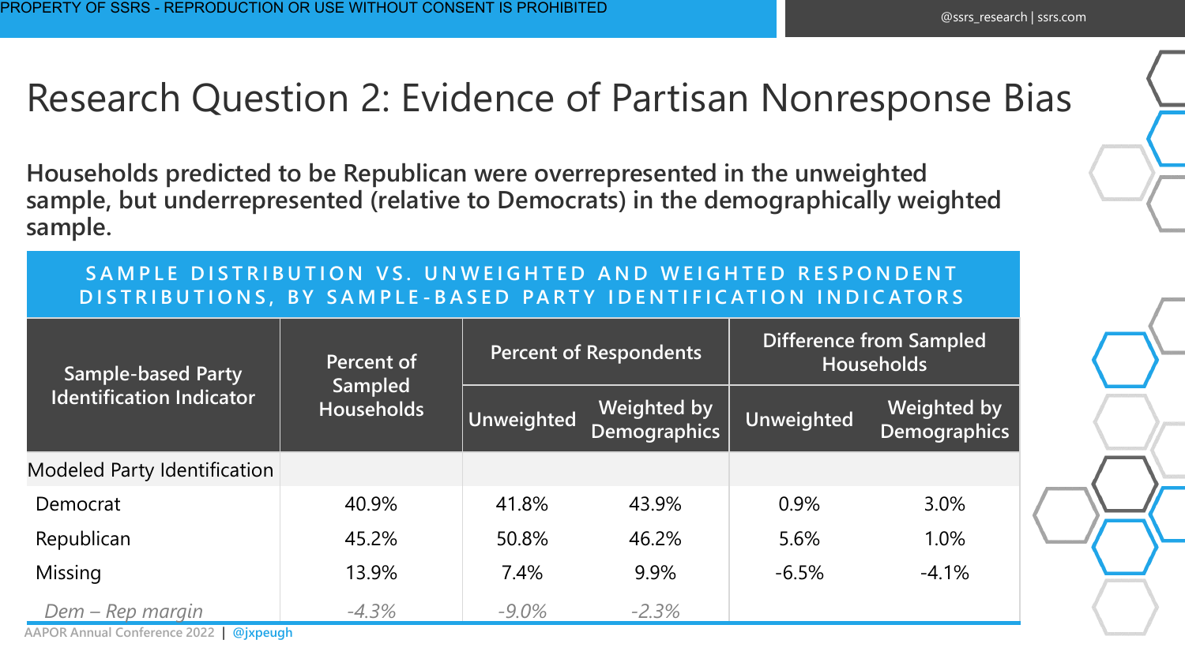# Research Question 2: Evidence of Partisan Nonresponse Bias

**Households predicted to be Republican were overrepresented in the unweighted sample, but underrepresented (relative to Democrats) in the demographically weighted sample.**

**SAMPLE DISTRIBUTION VS. UNWEIGHTED AND WEIGHTED RESPONDENT DISTRIBUTIONS, BY SAMPLE-BASED PARTY IDENTIFICATION INDICATORS**

| Sample-based Party Identification Indicator | Percent of Sampled Households | Percent of Respondents | | Difference from Sampled Households | |
|---|---|---|---|---|---|
| | | Unweighted | Weighted by Demographics | Unweighted | Weighted by Demographics |
| Modeled Party Identification | | | | | |
| Democrat | 40.9% | 41.8% | 43.9% | 0.9% | 3.0% |
| Republican | 45.2% | 50.8% | 46.2% | 5.6% | 1.0% |
| Missing | 13.9% | 7.4% | 9.9% | -6.5% | -4.1% |
| *Dem – Rep margin* | *-4.3%* | *-9.0%* | *-2.3%* | | |

AAPOR Annual Conference 2022 | @jxpeugh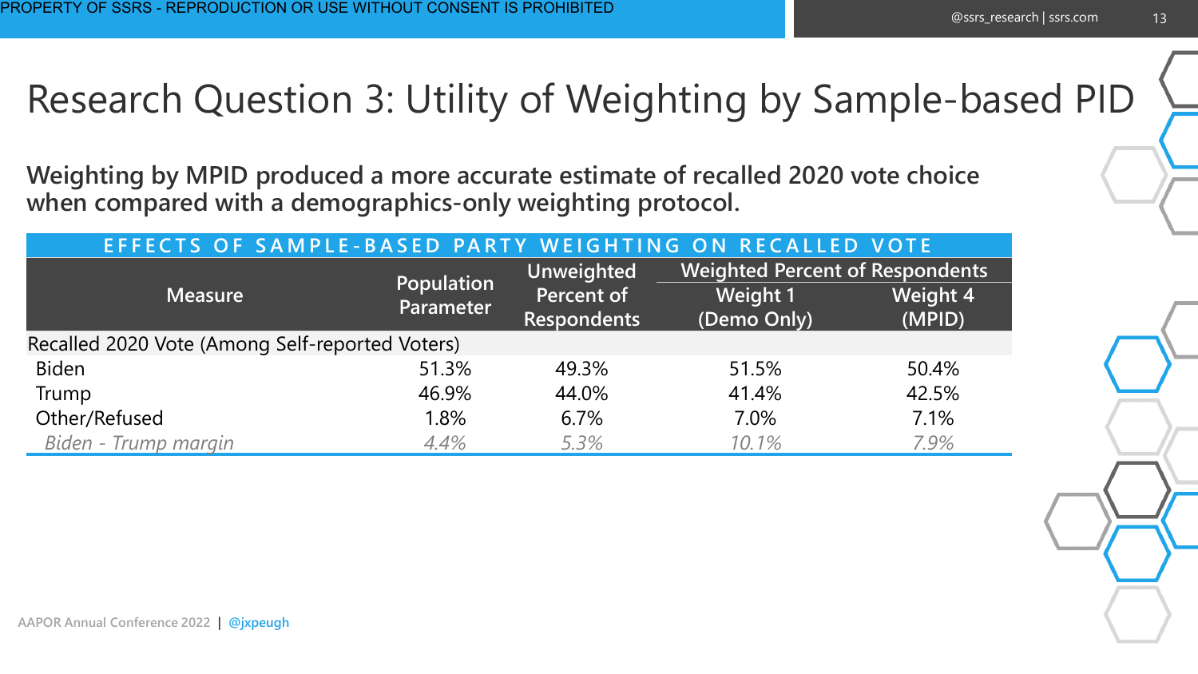# Research Question 3: Utility of Weighting by Sample-based PID

**Weighting by MPID produced a more accurate estimate of recalled 2020 vote choice when compared with a demographics-only weighting protocol.**

**EFFECTS OF SAMPLE-BASED PARTY WEIGHTING ON RECALLED VOTE**

| Measure | Population Parameter | Unweighted Percent of Respondents | Weighted Percent of Respondents | |
|---|---|---|---|---|
| | | | Weight 1 (Demo Only) | Weight 4 (MPID) |
| Recalled 2020 Vote (Among Self-reported Voters) | | | | |
| Biden | 51.3% | 49.3% | 51.5% | 50.4% |
| Trump | 46.9% | 44.0% | 41.4% | 42.5% |
| Other/Refused | 1.8% | 6.7% | 7.0% | 7.1% |
| *Biden - Trump margin* | *4.4%* | *5.3%* | *10.1%* | *7.9%* |

AAPOR Annual Conference 2022 | @jxpeugh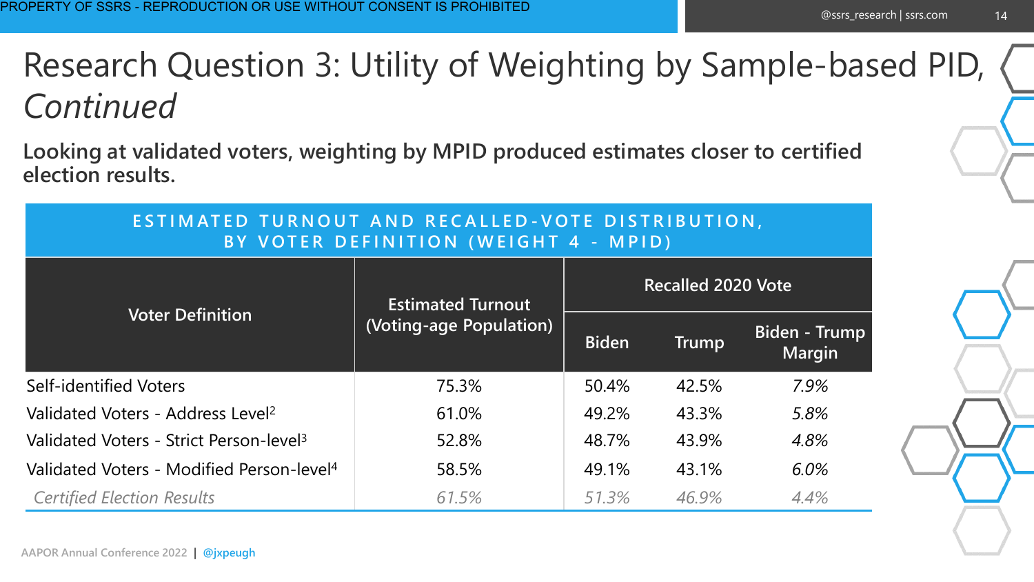# Research Question 3: Utility of Weighting by Sample-based PID, *Continued*

**Looking at validated voters, weighting by MPID produced estimates closer to certified election results.**

**ESTIMATED TURNOUT AND RECALLED-VOTE DISTRIBUTION, BY VOTER DEFINITION (WEIGHT 4 - MPID)**

| Voter Definition | Estimated Turnout (Voting-age Population) | Recalled 2020 Vote | | |
|---|---|---|---|---|
| | | Biden | Trump | Biden - Trump Margin |
| Self-identified Voters | 75.3% | 50.4% | 42.5% | *7.9%* |
| Validated Voters - Address Level[2] | 61.0% | 49.2% | 43.3% | *5.8%* |
| Validated Voters - Strict Person-level[3] | 52.8% | 48.7% | 43.9% | *4.8%* |
| Validated Voters - Modified Person-level[4] | 58.5% | 49.1% | 43.1% | *6.0%* |
| *Certified Election Results* | *61.5%* | *51.3%* | *46.9%* | *4.4%* |

AAPOR Annual Conference 2022 | @jxpeugh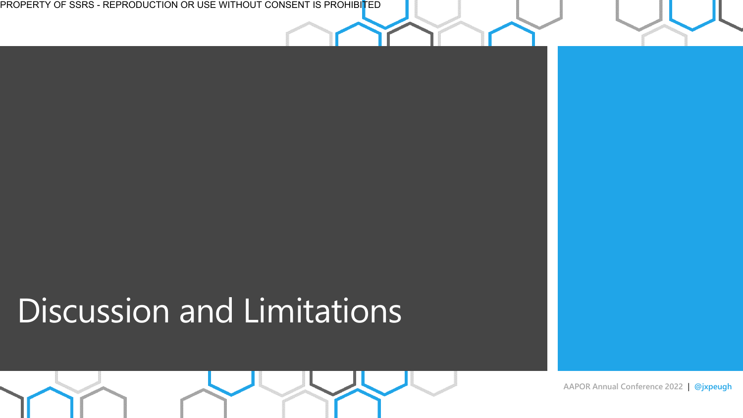# Discussion and Limitations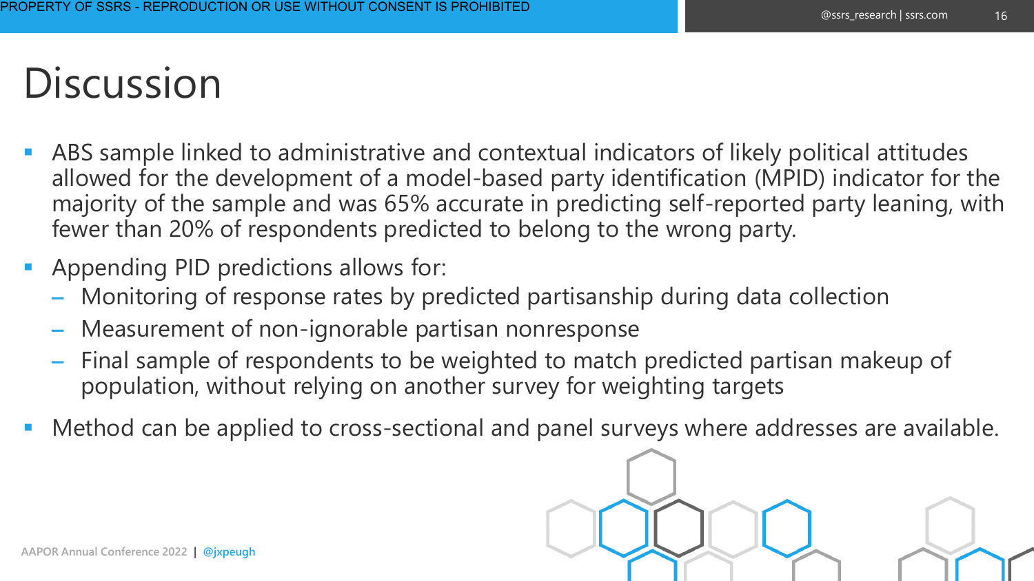# Discussion

- ABS sample linked to administrative and contextual indicators of likely political attitudes allowed for the development of a model-based party identification (MPID) indicator for the majority of the sample and was 65% accurate in predicting self-reported party leaning, with fewer than 20% of respondents predicted to belong to the wrong party.
- Appending PID predictions allows for:
  - Monitoring of response rates by predicted partisanship during data collection
  - Measurement of non-ignorable partisan nonresponse
  - Final sample of respondents to be weighted to match predicted partisan makeup of population, without relying on another survey for weighting targets
- Method can be applied to cross-sectional and panel surveys where addresses are available.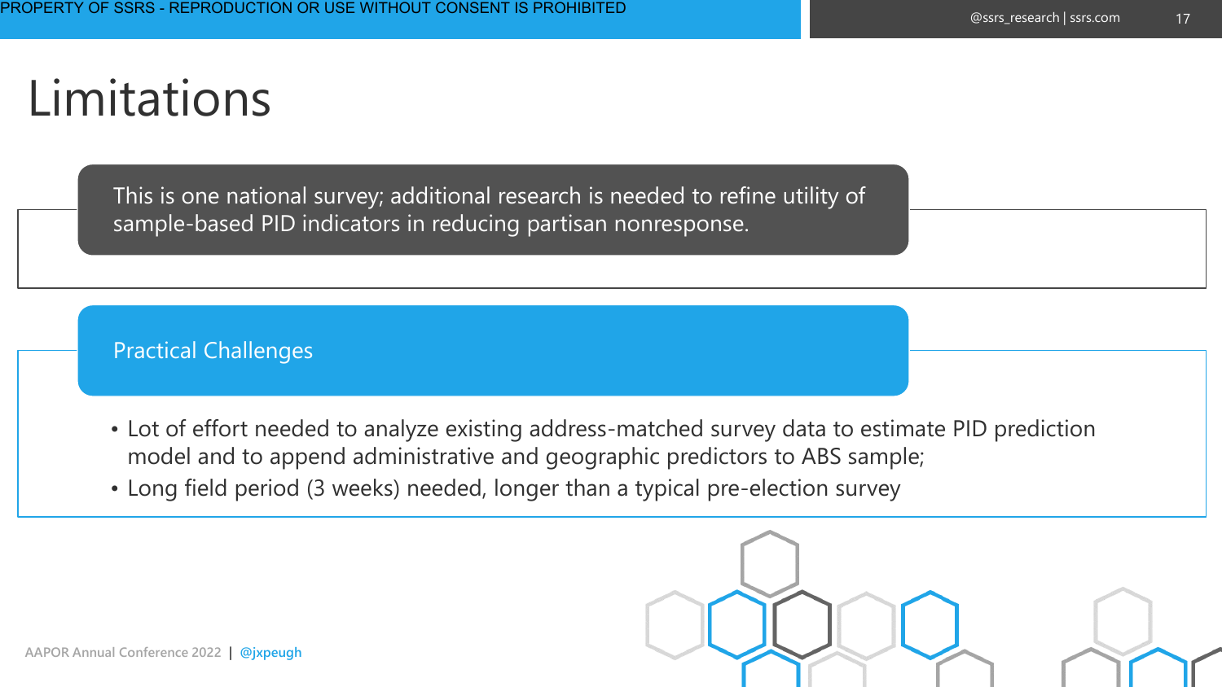# Limitations

This is one national survey; additional research is needed to refine utility of sample-based PID indicators in reducing partisan nonresponse.

## Practical Challenges

- Lot of effort needed to analyze existing address-matched survey data to estimate PID prediction model and to append administrative and geographic predictors to ABS sample;
- Long field period (3 weeks) needed, longer than a typical pre-election survey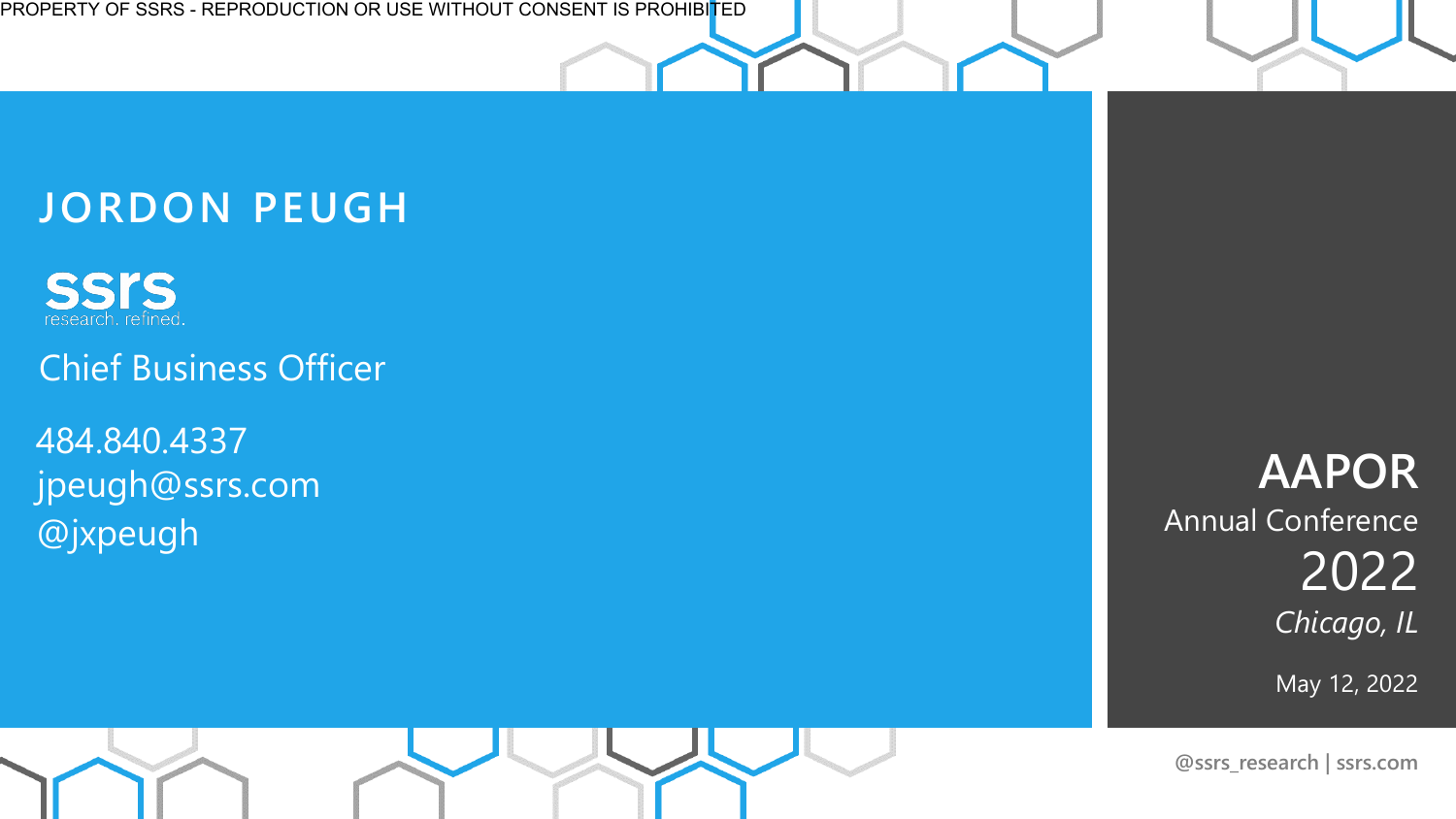PROPERTY OF SSRS - REPRODUCTION OR USE WITHOUT CONSENT IS PROHIBITED

## JORDON PEUGH

ssrs
research. refined.

Chief Business Officer

484.840.4337
jpeugh@ssrs.com
@jxpeugh

**AAPOR**
Annual Conference
2022
*Chicago, IL*

May 12, 2022

@ssrs_research | ssrs.com